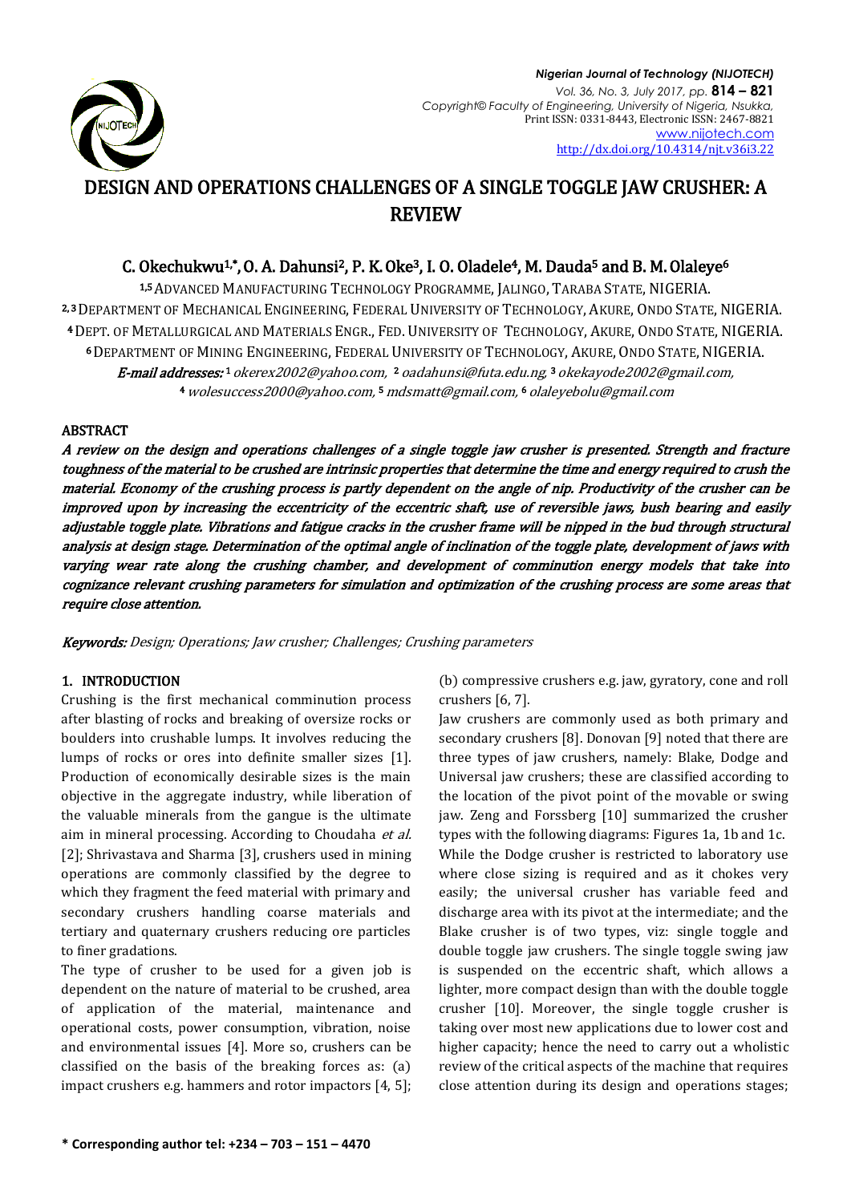# DESIGN AND OPERATIONS CHALLENGES OF A SINGLE TOGGLE JAW CRUSHER: A REVIEW

**C. Okechukwu[1,*], O. A. Dahunsi[2], P. K. Oke[3], I. O. Oladele[4], M. Dauda[5] and B. M. Olaleye[6]**

[1,5] ADVANCED MANUFACTURING TECHNOLOGY PROGRAMME, JALINGO, TARABA STATE, NIGERIA.
[2, 3] DEPARTMENT OF MECHANICAL ENGINEERING, FEDERAL UNIVERSITY OF TECHNOLOGY, AKURE, ONDO STATE, NIGERIA.
[4] DEPT. OF METALLURGICAL AND MATERIALS ENGR., FED. UNIVERSITY OF TECHNOLOGY, AKURE, ONDO STATE, NIGERIA.
[6] DEPARTMENT OF MINING ENGINEERING, FEDERAL UNIVERSITY OF TECHNOLOGY, AKURE, ONDO STATE, NIGERIA.
***E-mail addresses:*** [1] *okerex2002@yahoo.com,* [2] *oadahunsi@futa.edu.ng,* [3] *okekayode2002@gmail.com,* [4] *wolesuccess2000@yahoo.com,* [5] *mdsmatt@gmail.com,* [6] *olaleyebolu@gmail.com*

## ABSTRACT

***A review on the design and operations challenges of a single toggle jaw crusher is presented. Strength and fracture toughness of the material to be crushed are intrinsic properties that determine the time and energy required to crush the material. Economy of the crushing process is partly dependent on the angle of nip. Productivity of the crusher can be improved upon by increasing the eccentricity of the eccentric shaft, use of reversible jaws, bush bearing and easily adjustable toggle plate. Vibrations and fatigue cracks in the crusher frame will be nipped in the bud through structural analysis at design stage. Determination of the optimal angle of inclination of the toggle plate, development of jaws with varying wear rate along the crushing chamber, and development of comminution energy models that take into cognizance relevant crushing parameters for simulation and optimization of the crushing process are some areas that require close attention.***

***Keywords:*** *Design; Operations; Jaw crusher; Challenges; Crushing parameters*

## 1. INTRODUCTION

Crushing is the first mechanical comminution process after blasting of rocks and breaking of oversize rocks or boulders into crushable lumps. It involves reducing the lumps of rocks or ores into definite smaller sizes [1]. Production of economically desirable sizes is the main objective in the aggregate industry, while liberation of the valuable minerals from the gangue is the ultimate aim in mineral processing. According to Choudaha *et al.* [2]; Shrivastava and Sharma [3], crushers used in mining operations are commonly classified by the degree to which they fragment the feed material with primary and secondary crushers handling coarse materials and tertiary and quaternary crushers reducing ore particles to finer gradations.

The type of crusher to be used for a given job is dependent on the nature of material to be crushed, area of application of the material, maintenance and operational costs, power consumption, vibration, noise and environmental issues [4]. More so, crushers can be classified on the basis of the breaking forces as: (a) impact crushers e.g. hammers and rotor impactors [4, 5]; (b) compressive crushers e.g. jaw, gyratory, cone and roll crushers [6, 7].

Jaw crushers are commonly used as both primary and secondary crushers [8]. Donovan [9] noted that there are three types of jaw crushers, namely: Blake, Dodge and Universal jaw crushers; these are classified according to the location of the pivot point of the movable or swing jaw. Zeng and Forssberg [10] summarized the crusher types with the following diagrams: Figures 1a, 1b and 1c. While the Dodge crusher is restricted to laboratory use where close sizing is required and as it chokes very easily; the universal crusher has variable feed and discharge area with its pivot at the intermediate; and the Blake crusher is of two types, viz: single toggle and double toggle jaw crushers. The single toggle swing jaw is suspended on the eccentric shaft, which allows a lighter, more compact design than with the double toggle crusher [10]. Moreover, the single toggle crusher is taking over most new applications due to lower cost and higher capacity; hence the need to carry out a wholistic review of the critical aspects of the machine that requires close attention during its design and operations stages;

**\* Corresponding author tel: +234 – 703 – 151 – 4470**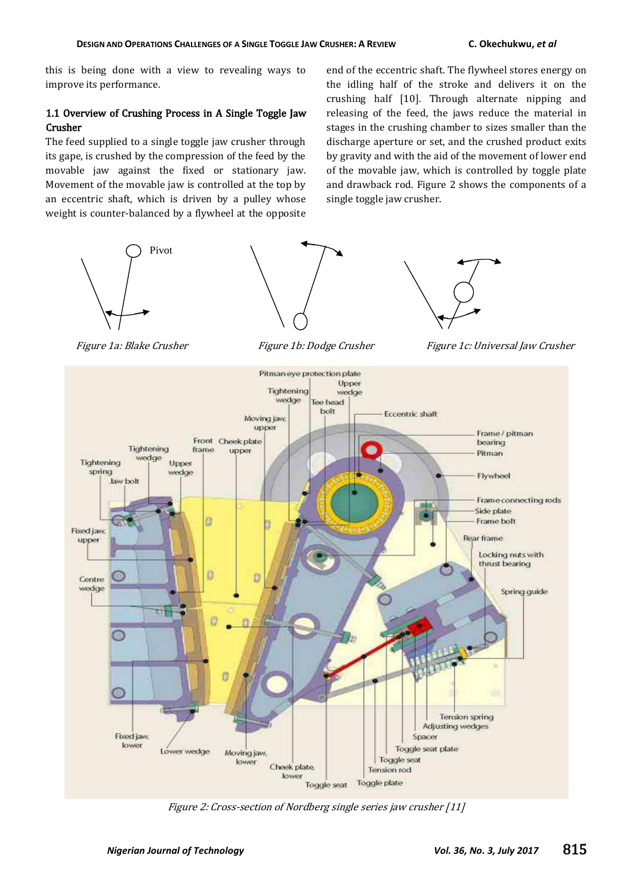this is being done with a view to revealing ways to improve its performance.

### 1.1 Overview of Crushing Process in A Single Toggle Jaw Crusher

The feed supplied to a single toggle jaw crusher through its gape, is crushed by the compression of the feed by the movable jaw against the fixed or stationary jaw. Movement of the movable jaw is controlled at the top by an eccentric shaft, which is driven by a pulley whose weight is counter-balanced by a flywheel at the opposite end of the eccentric shaft. The flywheel stores energy on the idling half of the stroke and delivers it on the crushing half [10]. Through alternate nipping and releasing of the feed, the jaws reduce the material in stages in the crushing chamber to sizes smaller than the discharge aperture or set, and the crushed product exits by gravity and with the aid of the movement of lower end of the movable jaw, which is controlled by toggle plate and drawback rod. Figure 2 shows the components of a single toggle jaw crusher.

Pivot

*Figure 1a: Blake Crusher*

*Figure 1b: Dodge Crusher*

*Figure 1c: Universal Jaw Crusher*

Pitman eye protection plate
Upper wedge
Tightening wedge
Tee head bolt
Eccentric shaft
Moving jaw, upper
Front frame
Cheek plate upper
Frame / pitman bearing
Pitman
Tightening wedge
Tightening spring
Upper wedge
Jaw bolt
Flywheel
Frame connecting rods
Side plate
Frame bolt
Fixed jaw, upper
Rear frame
Locking nuts with thrust bearing
Centre wedge
Spring guide
Tension spring
Adjusting wedges
Spacer
Fixed jaw, lower
Lower wedge
Moving jaw, lower
Toggle seat plate
Toggle seat
Tension rod
Cheek plate, lower
Toggle seat
Toggle plate

*Figure 2: Cross-section of Nordberg single series jaw crusher [11]*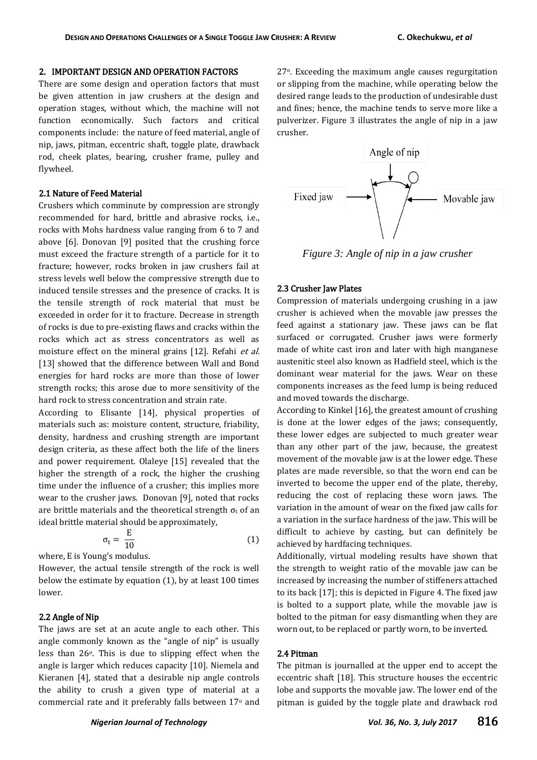## 2. IMPORTANT DESIGN AND OPERATION FACTORS

There are some design and operation factors that must be given attention in jaw crushers at the design and operation stages, without which, the machine will not function economically. Such factors and critical components include: the nature of feed material, angle of nip, jaws, pitman, eccentric shaft, toggle plate, drawback rod, cheek plates, bearing, crusher frame, pulley and flywheel.

### 2.1 Nature of Feed Material

Crushers which comminute by compression are strongly recommended for hard, brittle and abrasive rocks, i.e., rocks with Mohs hardness value ranging from 6 to 7 and above [6]. Donovan [9] posited that the crushing force must exceed the fracture strength of a particle for it to fracture; however, rocks broken in jaw crushers fail at stress levels well below the compressive strength due to induced tensile stresses and the presence of cracks. It is the tensile strength of rock material that must be exceeded in order for it to fracture. Decrease in strength of rocks is due to pre-existing flaws and cracks within the rocks which act as stress concentrators as well as moisture effect on the mineral grains [12]. Refahi *et al.* [13] showed that the difference between Wall and Bond energies for hard rocks are more than those of lower strength rocks; this arose due to more sensitivity of the hard rock to stress concentration and strain rate.

According to Elisante [14], physical properties of materials such as: moisture content, structure, friability, density, hardness and crushing strength are important design criteria, as these affect both the life of the liners and power requirement. Olaleye [15] revealed that the higher the strength of a rock, the higher the crushing time under the influence of a crusher; this implies more wear to the crusher jaws. Donovan [9], noted that rocks are brittle materials and the theoretical strength $\sigma_t$ of an ideal brittle material should be approximately,

$$\sigma_t = \frac{E}{10} \tag{1}$$

where, E is Young's modulus.

However, the actual tensile strength of the rock is well below the estimate by equation (1), by at least 100 times lower.

### 2.2 Angle of Nip

The jaws are set at an acute angle to each other. This angle commonly known as the "angle of nip" is usually less than 26°. This is due to slipping effect when the angle is larger which reduces capacity [10]. Niemela and Kieranen [4], stated that a desirable nip angle controls the ability to crush a given type of material at a commercial rate and it preferably falls between 17° and 27°. Exceeding the maximum angle causes regurgitation or slipping from the machine, while operating below the desired range leads to the production of undesirable dust and fines; hence, the machine tends to serve more like a pulverizer. Figure 3 illustrates the angle of nip in a jaw crusher.

Angle of nip

Fixed jaw

Movable jaw

*Figure 3: Angle of nip in a jaw crusher*

### 2.3 Crusher Jaw Plates

Compression of materials undergoing crushing in a jaw crusher is achieved when the movable jaw presses the feed against a stationary jaw. These jaws can be flat surfaced or corrugated. Crusher jaws were formerly made of white cast iron and later with high manganese austenitic steel also known as Hadfield steel, which is the dominant wear material for the jaws. Wear on these components increases as the feed lump is being reduced and moved towards the discharge.

According to Kinkel [16], the greatest amount of crushing is done at the lower edges of the jaws; consequently, these lower edges are subjected to much greater wear than any other part of the jaw, because, the greatest movement of the movable jaw is at the lower edge. These plates are made reversible, so that the worn end can be inverted to become the upper end of the plate, thereby, reducing the cost of replacing these worn jaws. The variation in the amount of wear on the fixed jaw calls for a variation in the surface hardness of the jaw. This will be difficult to achieve by casting, but can definitely be achieved by hardfacing techniques.

Additionally, virtual modeling results have shown that the strength to weight ratio of the movable jaw can be increased by increasing the number of stiffeners attached to its back [17]; this is depicted in Figure 4. The fixed jaw is bolted to a support plate, while the movable jaw is bolted to the pitman for easy dismantling when they are worn out, to be replaced or partly worn, to be inverted.

### 2.4 Pitman

The pitman is journalled at the upper end to accept the eccentric shaft [18]. This structure houses the eccentric lobe and supports the movable jaw. The lower end of the pitman is guided by the toggle plate and drawback rod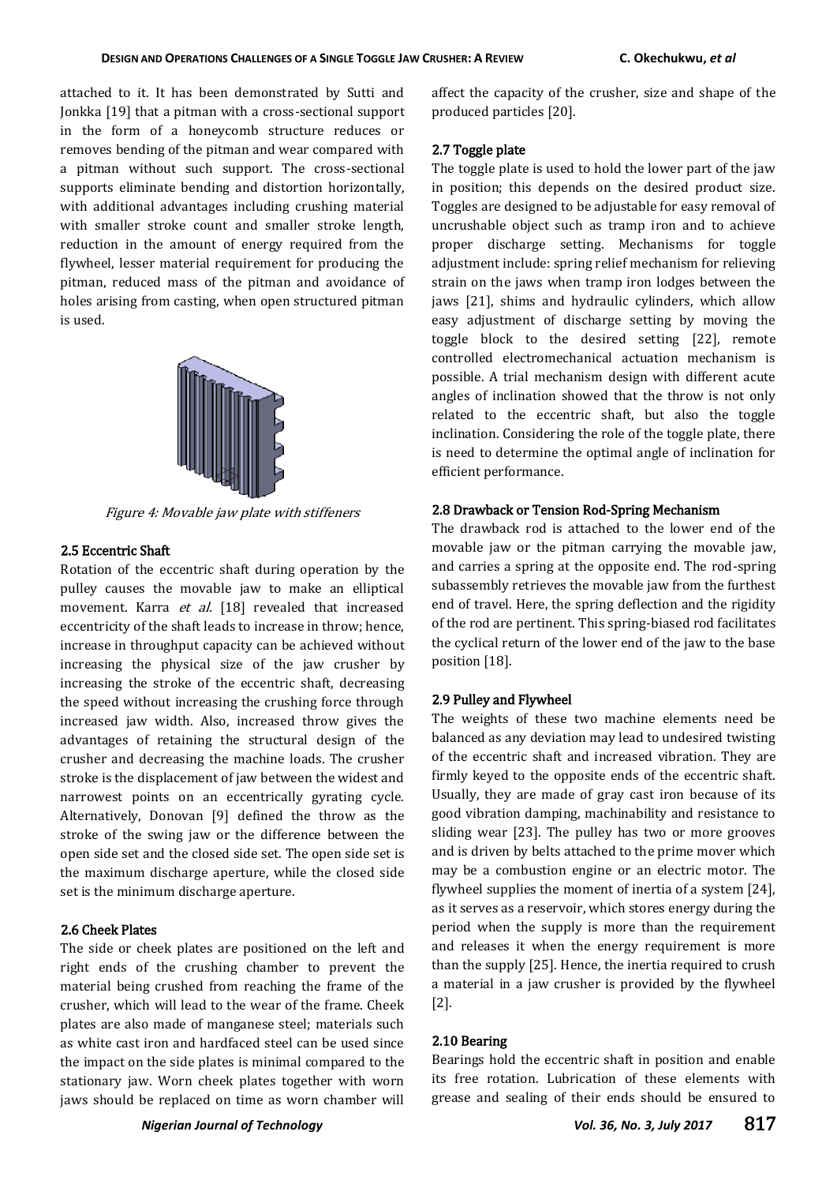attached to it. It has been demonstrated by Sutti and Jonkka [19] that a pitman with a cross-sectional support in the form of a honeycomb structure reduces or removes bending of the pitman and wear compared with a pitman without such support. The cross-sectional supports eliminate bending and distortion horizontally, with additional advantages including crushing material with smaller stroke count and smaller stroke length, reduction in the amount of energy required from the flywheel, lesser material requirement for producing the pitman, reduced mass of the pitman and avoidance of holes arising from casting, when open structured pitman is used.

*Figure 4: Movable jaw plate with stiffeners*

### 2.5 Eccentric Shaft

Rotation of the eccentric shaft during operation by the pulley causes the movable jaw to make an elliptical movement. Karra *et al.* [18] revealed that increased eccentricity of the shaft leads to increase in throw; hence, increase in throughput capacity can be achieved without increasing the physical size of the jaw crusher by increasing the stroke of the eccentric shaft, decreasing the speed without increasing the crushing force through increased jaw width. Also, increased throw gives the advantages of retaining the structural design of the crusher and decreasing the machine loads. The crusher stroke is the displacement of jaw between the widest and narrowest points on an eccentrically gyrating cycle. Alternatively, Donovan [9] defined the throw as the stroke of the swing jaw or the difference between the open side set and the closed side set. The open side set is the maximum discharge aperture, while the closed side set is the minimum discharge aperture.

### 2.6 Cheek Plates

The side or cheek plates are positioned on the left and right ends of the crushing chamber to prevent the material being crushed from reaching the frame of the crusher, which will lead to the wear of the frame. Cheek plates are also made of manganese steel; materials such as white cast iron and hardfaced steel can be used since the impact on the side plates is minimal compared to the stationary jaw. Worn cheek plates together with worn jaws should be replaced on time as worn chamber will affect the capacity of the crusher, size and shape of the produced particles [20].

### 2.7 Toggle plate

The toggle plate is used to hold the lower part of the jaw in position; this depends on the desired product size. Toggles are designed to be adjustable for easy removal of uncrushable object such as tramp iron and to achieve proper discharge setting. Mechanisms for toggle adjustment include: spring relief mechanism for relieving strain on the jaws when tramp iron lodges between the jaws [21], shims and hydraulic cylinders, which allow easy adjustment of discharge setting by moving the toggle block to the desired setting [22], remote controlled electromechanical actuation mechanism is possible. A trial mechanism design with different acute angles of inclination showed that the throw is not only related to the eccentric shaft, but also the toggle inclination. Considering the role of the toggle plate, there is need to determine the optimal angle of inclination for efficient performance.

### 2.8 Drawback or Tension Rod-Spring Mechanism

The drawback rod is attached to the lower end of the movable jaw or the pitman carrying the movable jaw, and carries a spring at the opposite end. The rod-spring subassembly retrieves the movable jaw from the furthest end of travel. Here, the spring deflection and the rigidity of the rod are pertinent. This spring-biased rod facilitates the cyclical return of the lower end of the jaw to the base position [18].

### 2.9 Pulley and Flywheel

The weights of these two machine elements need be balanced as any deviation may lead to undesired twisting of the eccentric shaft and increased vibration. They are firmly keyed to the opposite ends of the eccentric shaft. Usually, they are made of gray cast iron because of its good vibration damping, machinability and resistance to sliding wear [23]. The pulley has two or more grooves and is driven by belts attached to the prime mover which may be a combustion engine or an electric motor. The flywheel supplies the moment of inertia of a system [24], as it serves as a reservoir, which stores energy during the period when the supply is more than the requirement and releases it when the energy requirement is more than the supply [25]. Hence, the inertia required to crush a material in a jaw crusher is provided by the flywheel [2].

### 2.10 Bearing

Bearings hold the eccentric shaft in position and enable its free rotation. Lubrication of these elements with grease and sealing of their ends should be ensured to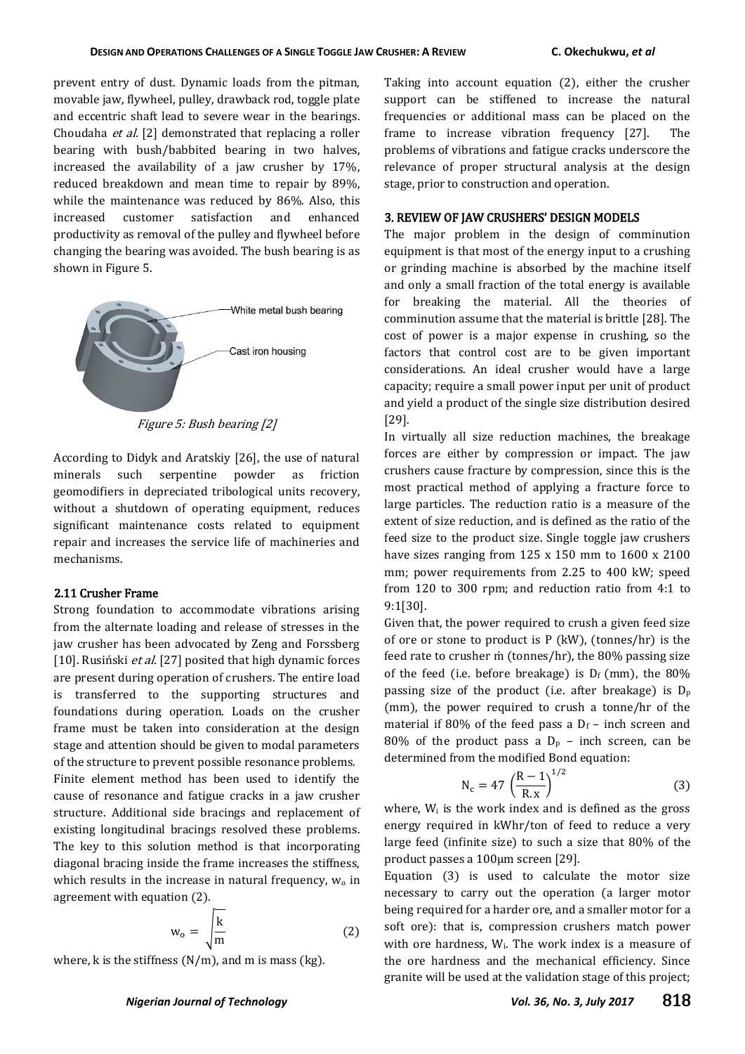prevent entry of dust. Dynamic loads from the pitman, movable jaw, flywheel, pulley, drawback rod, toggle plate and eccentric shaft lead to severe wear in the bearings. Choudaha *et al.* [2] demonstrated that replacing a roller bearing with bush/babbited bearing in two halves, increased the availability of a jaw crusher by 17%, reduced breakdown and mean time to repair by 89%, while the maintenance was reduced by 86%. Also, this increased customer satisfaction and enhanced productivity as removal of the pulley and flywheel before changing the bearing was avoided. The bush bearing is as shown in Figure 5.

White metal bush bearing

Cast iron housing

*Figure 5: Bush bearing [2]*

According to Didyk and Aratskiy [26], the use of natural minerals such serpentine powder as friction geomodifiers in depreciated tribological units recovery, without a shutdown of operating equipment, reduces significant maintenance costs related to equipment repair and increases the service life of machineries and mechanisms.

### 2.11 Crusher Frame

Strong foundation to accommodate vibrations arising from the alternate loading and release of stresses in the jaw crusher has been advocated by Zeng and Forssberg [10]. Rusiński *et al.* [27] posited that high dynamic forces are present during operation of crushers. The entire load is transferred to the supporting structures and foundations during operation. Loads on the crusher frame must be taken into consideration at the design stage and attention should be given to modal parameters of the structure to prevent possible resonance problems.

Finite element method has been used to identify the cause of resonance and fatigue cracks in a jaw crusher structure. Additional side bracings and replacement of existing longitudinal bracings resolved these problems. The key to this solution method is that incorporating diagonal bracing inside the frame increases the stiffness, which results in the increase in natural frequency, $w_o$ in agreement with equation (2).

$$w_o = \sqrt{\frac{k}{m}} \tag{2}$$

where, k is the stiffness (N/m), and m is mass (kg).

Taking into account equation (2), either the crusher support can be stiffened to increase the natural frequencies or additional mass can be placed on the frame to increase vibration frequency [27]. The problems of vibrations and fatigue cracks underscore the relevance of proper structural analysis at the design stage, prior to construction and operation.

## 3. REVIEW OF JAW CRUSHERS' DESIGN MODELS

The major problem in the design of comminution equipment is that most of the energy input to a crushing or grinding machine is absorbed by the machine itself and only a small fraction of the total energy is available for breaking the material. All the theories of comminution assume that the material is brittle [28]. The cost of power is a major expense in crushing, so the factors that control cost are to be given important considerations. An ideal crusher would have a large capacity; require a small power input per unit of product and yield a product of the single size distribution desired [29].

In virtually all size reduction machines, the breakage forces are either by compression or impact. The jaw crushers cause fracture by compression, since this is the most practical method of applying a fracture force to large particles. The reduction ratio is a measure of the extent of size reduction, and is defined as the ratio of the feed size to the product size. Single toggle jaw crushers have sizes ranging from 125 x 150 mm to 1600 x 2100 mm; power requirements from 2.25 to 400 kW; speed from 120 to 300 rpm; and reduction ratio from 4:1 to 9:1[30].

Given that, the power required to crush a given feed size of ore or stone to product is P (kW), (tonnes/hr) is the feed rate to crusher ṁ (tonnes/hr), the 80% passing size of the feed (i.e. before breakage) is $D_f$ (mm), the 80% passing size of the product (i.e. after breakage) is $D_p$ (mm), the power required to crush a tonne/hr of the material if 80% of the feed pass a $D_f$ – inch screen and 80% of the product pass a $D_p$ – inch screen, can be determined from the modified Bond equation:

$$N_c = 47 \left(\frac{R-1}{R.x}\right)^{1/2} \tag{3}$$

where, $W_i$ is the work index and is defined as the gross energy required in kWhr/ton of feed to reduce a very large feed (infinite size) to such a size that 80% of the product passes a 100μm screen [29].

Equation (3) is used to calculate the motor size necessary to carry out the operation (a larger motor being required for a harder ore, and a smaller motor for a soft ore): that is, compression crushers match power with ore hardness, $W_i$. The work index is a measure of the ore hardness and the mechanical efficiency. Since granite will be used at the validation stage of this project;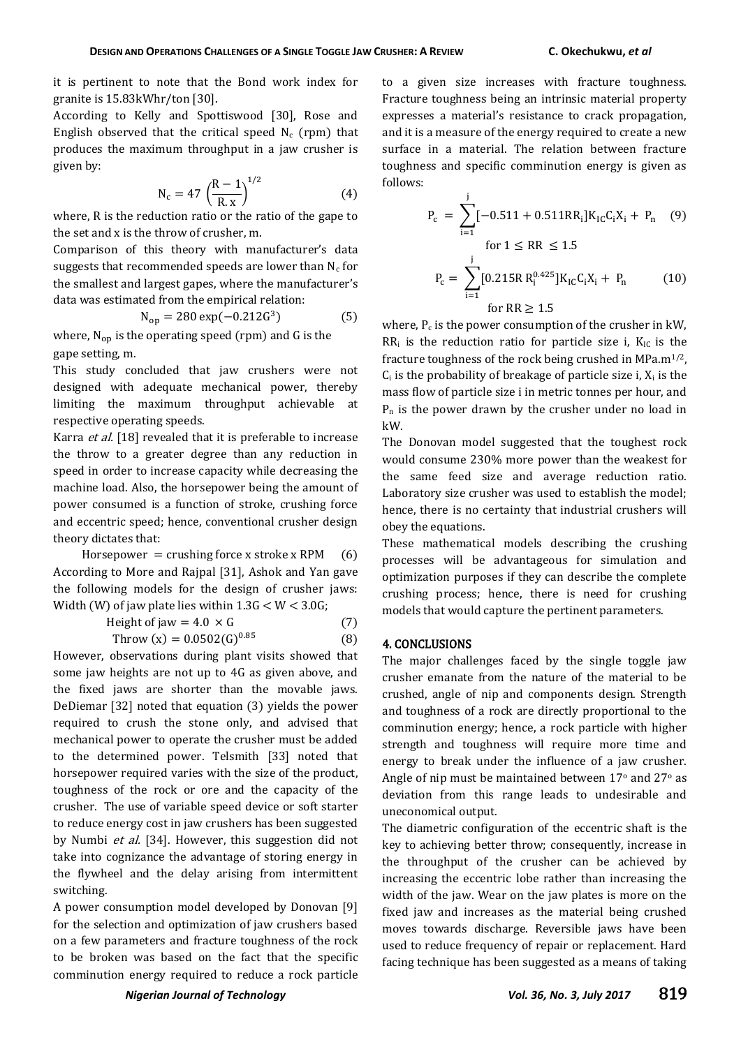it is pertinent to note that the Bond work index for granite is 15.83kWhr/ton [30].

According to Kelly and Spottiswood [30], Rose and English observed that the critical speed $N_c$ (rpm) that produces the maximum throughput in a jaw crusher is given by:

$$N_c = 47\left(\frac{R-1}{R.x}\right)^{1/2} \quad (4)$$

where, R is the reduction ratio or the ratio of the gape to the set and x is the throw of crusher, m.

Comparison of this theory with manufacturer's data suggests that recommended speeds are lower than $N_c$ for the smallest and largest gapes, where the manufacturer's data was estimated from the empirical relation:

$$N_{op} = 280\exp(-0.212G^3) \quad (5)$$

where, $N_{op}$ is the operating speed (rpm) and G is the gape setting, m.

This study concluded that jaw crushers were not designed with adequate mechanical power, thereby limiting the maximum throughput achievable at respective operating speeds.

Karra *et al.* [18] revealed that it is preferable to increase the throw to a greater degree than any reduction in speed in order to increase capacity while decreasing the machine load. Also, the horsepower being the amount of power consumed is a function of stroke, crushing force and eccentric speed; hence, conventional crusher design theory dictates that:

$$\text{Horsepower} = \text{crushing force x stroke x RPM} \quad (6)$$

According to More and Rajpal [31], Ashok and Yan gave the following models for the design of crusher jaws:

Width (W) of jaw plate lies within $1.3G < W < 3.0G$;

$$\text{Height of jaw} = 4.0 \times G \quad (7)$$

$$\text{Throw } (x) = 0.0502(G)^{0.85} \quad (8)$$

However, observations during plant visits showed that some jaw heights are not up to 4G as given above, and the fixed jaws are shorter than the movable jaws. DeDiemar [32] noted that equation (3) yields the power required to crush the stone only, and advised that mechanical power to operate the crusher must be added to the determined power. Telsmith [33] noted that horsepower required varies with the size of the product, toughness of the rock or ore and the capacity of the crusher. The use of variable speed device or soft starter to reduce energy cost in jaw crushers has been suggested by Numbi *et al.* [34]. However, this suggestion did not take into cognizance the advantage of storing energy in the flywheel and the delay arising from intermittent switching.

A power consumption model developed by Donovan [9] for the selection and optimization of jaw crushers based on a few parameters and fracture toughness of the rock to be broken was based on the fact that the specific comminution energy required to reduce a rock particle to a given size increases with fracture toughness. Fracture toughness being an intrinsic material property expresses a material's resistance to crack propagation, and it is a measure of the energy required to create a new surface in a material. The relation between fracture toughness and specific comminution energy is given as follows:

$$P_c = \sum_{i=1}^{j}[-0.511 + 0.511RR_i]K_{IC}C_iX_i + P_n \quad (9)$$

$$\text{for } 1 \leq RR \leq 1.5$$

$$P_c = \sum_{i=1}^{j}[0.215R\,R_i^{0.425}]K_{IC}C_iX_i + P_n \quad (10)$$

$$\text{for } RR \geq 1.5$$

where, $P_c$ is the power consumption of the crusher in kW, $RR_i$ is the reduction ratio for particle size i, $K_{IC}$ is the fracture toughness of the rock being crushed in MPa.m$^{1/2}$, $C_i$ is the probability of breakage of particle size i, $X_i$ is the mass flow of particle size i in metric tonnes per hour, and $P_n$ is the power drawn by the crusher under no load in kW.

The Donovan model suggested that the toughest rock would consume 230% more power than the weakest for the same feed size and average reduction ratio. Laboratory size crusher was used to establish the model; hence, there is no certainty that industrial crushers will obey the equations.

These mathematical models describing the crushing processes will be advantageous for simulation and optimization purposes if they can describe the complete crushing process; hence, there is need for crushing models that would capture the pertinent parameters.

## 4. CONCLUSIONS

The major challenges faced by the single toggle jaw crusher emanate from the nature of the material to be crushed, angle of nip and components design. Strength and toughness of a rock are directly proportional to the comminution energy; hence, a rock particle with higher strength and toughness will require more time and energy to break under the influence of a jaw crusher. Angle of nip must be maintained between 17° and 27° as deviation from this range leads to undesirable and uneconomical output.

The diametric configuration of the eccentric shaft is the key to achieving better throw; consequently, increase in the throughput of the crusher can be achieved by increasing the eccentric lobe rather than increasing the width of the jaw. Wear on the jaw plates is more on the fixed jaw and increases as the material being crushed moves towards discharge. Reversible jaws have been used to reduce frequency of repair or replacement. Hard facing technique has been suggested as a means of taking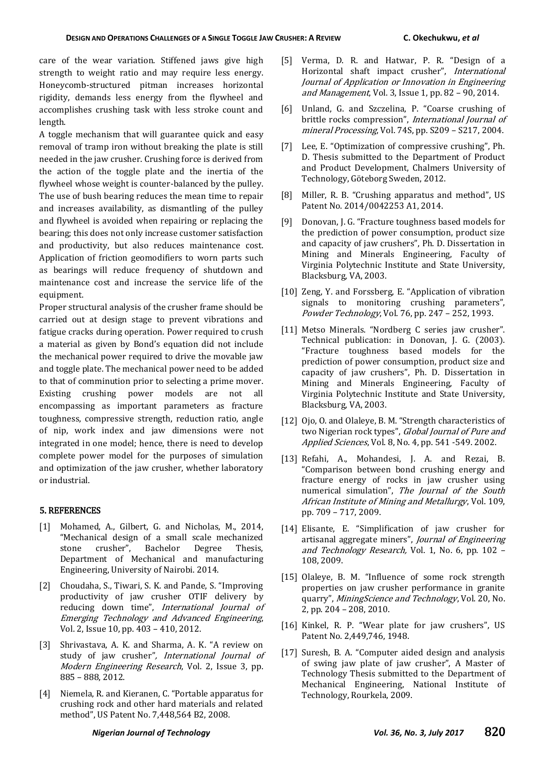care of the wear variation. Stiffened jaws give high strength to weight ratio and may require less energy. Honeycomb-structured pitman increases horizontal rigidity, demands less energy from the flywheel and accomplishes crushing task with less stroke count and length.

A toggle mechanism that will guarantee quick and easy removal of tramp iron without breaking the plate is still needed in the jaw crusher. Crushing force is derived from the action of the toggle plate and the inertia of the flywheel whose weight is counter-balanced by the pulley. The use of bush bearing reduces the mean time to repair and increases availability, as dismantling of the pulley and flywheel is avoided when repairing or replacing the bearing; this does not only increase customer satisfaction and productivity, but also reduces maintenance cost. Application of friction geomodifiers to worn parts such as bearings will reduce frequency of shutdown and maintenance cost and increase the service life of the equipment.

Proper structural analysis of the crusher frame should be carried out at design stage to prevent vibrations and fatigue cracks during operation. Power required to crush a material as given by Bond's equation did not include the mechanical power required to drive the movable jaw and toggle plate. The mechanical power need to be added to that of comminution prior to selecting a prime mover. Existing crushing power models are not all encompassing as important parameters as fracture toughness, compressive strength, reduction ratio, angle of nip, work index and jaw dimensions were not integrated in one model; hence, there is need to develop complete power model for the purposes of simulation and optimization of the jaw crusher, whether laboratory or industrial.

## 5. REFERENCES

[1] Mohamed, A., Gilbert, G. and Nicholas, M., 2014, "Mechanical design of a small scale mechanized stone crusher", Bachelor Degree Thesis, Department of Mechanical and manufacturing Engineering, University of Nairobi. 2014.

[2] Choudaha, S., Tiwari, S. K. and Pande, S. "Improving productivity of jaw crusher OTIF delivery by reducing down time", *International Journal of Emerging Technology and Advanced Engineering*, Vol. 2, Issue 10, pp. 403 – 410, 2012.

[3] Shrivastava, A. K. and Sharma, A. K. "A review on study of jaw crusher"*, International Journal of Modern Engineering Research*, Vol. 2, Issue 3, pp. 885 – 888, 2012.

[4] Niemela, R. and Kieranen, C. "Portable apparatus for crushing rock and other hard materials and related method", US Patent No. 7,448,564 B2, 2008.

[5] Verma, D. R. and Hatwar, P. R. "Design of a Horizontal shaft impact crusher", *International Journal of Application or Innovation in Engineering and Management*, Vol. 3, Issue 1, pp. 82 – 90, 2014.

[6] Unland, G. and Szczelina, P. "Coarse crushing of brittle rocks compression", *International Journal of mineral Processing*, Vol. 74S, pp. S209 – S217, 2004.

[7] Lee, E. "Optimization of compressive crushing", Ph. D. Thesis submitted to the Department of Product and Product Development, Chalmers University of Technology, Göteborg Sweden, 2012.

[8] Miller, R. B. "Crushing apparatus and method", US Patent No. 2014/0042253 A1, 2014.

[9] Donovan, J. G. "Fracture toughness based models for the prediction of power consumption, product size and capacity of jaw crushers", Ph. D. Dissertation in Mining and Minerals Engineering, Faculty of Virginia Polytechnic Institute and State University, Blacksburg, VA, 2003.

[10] Zeng, Y. and Forssberg, E. "Application of vibration signals to monitoring crushing parameters", *Powder Technology*, Vol. 76, pp. 247 – 252, 1993.

[11] Metso Minerals. "Nordberg C series jaw crusher". Technical publication: in Donovan, J. G. (2003). "Fracture toughness based models for the prediction of power consumption, product size and capacity of jaw crushers", Ph. D. Dissertation in Mining and Minerals Engineering, Faculty of Virginia Polytechnic Institute and State University, Blacksburg, VA, 2003.

[12] Ojo, O. and Olaleye, B. M. "Strength characteristics of two Nigerian rock types", *Global Journal of Pure and Applied Sciences*, Vol. 8, No. 4, pp. 541 -549. 2002.

[13] Refahi, A., Mohandesi, J. A. and Rezai, B. "Comparison between bond crushing energy and fracture energy of rocks in jaw crusher using numerical simulation", *The Journal of the South African Institute of Mining and Metallurgy*, Vol. 109, pp. 709 – 717, 2009.

[14] Elisante, E. "Simplification of jaw crusher for artisanal aggregate miners", *Journal of Engineering and Technology Research,* Vol. 1, No. 6, pp. 102 – 108, 2009.

[15] Olaleye, B. M. "Influence of some rock strength properties on jaw crusher performance in granite quarry", *MiningScience and Technology*, Vol. 20, No. 2, pp. 204 – 208, 2010.

[16] Kinkel, R. P. "Wear plate for jaw crushers", US Patent No. 2,449,746, 1948.

[17] Suresh, B. A. "Computer aided design and analysis of swing jaw plate of jaw crusher", A Master of Technology Thesis submitted to the Department of Mechanical Engineering, National Institute of Technology, Rourkela, 2009.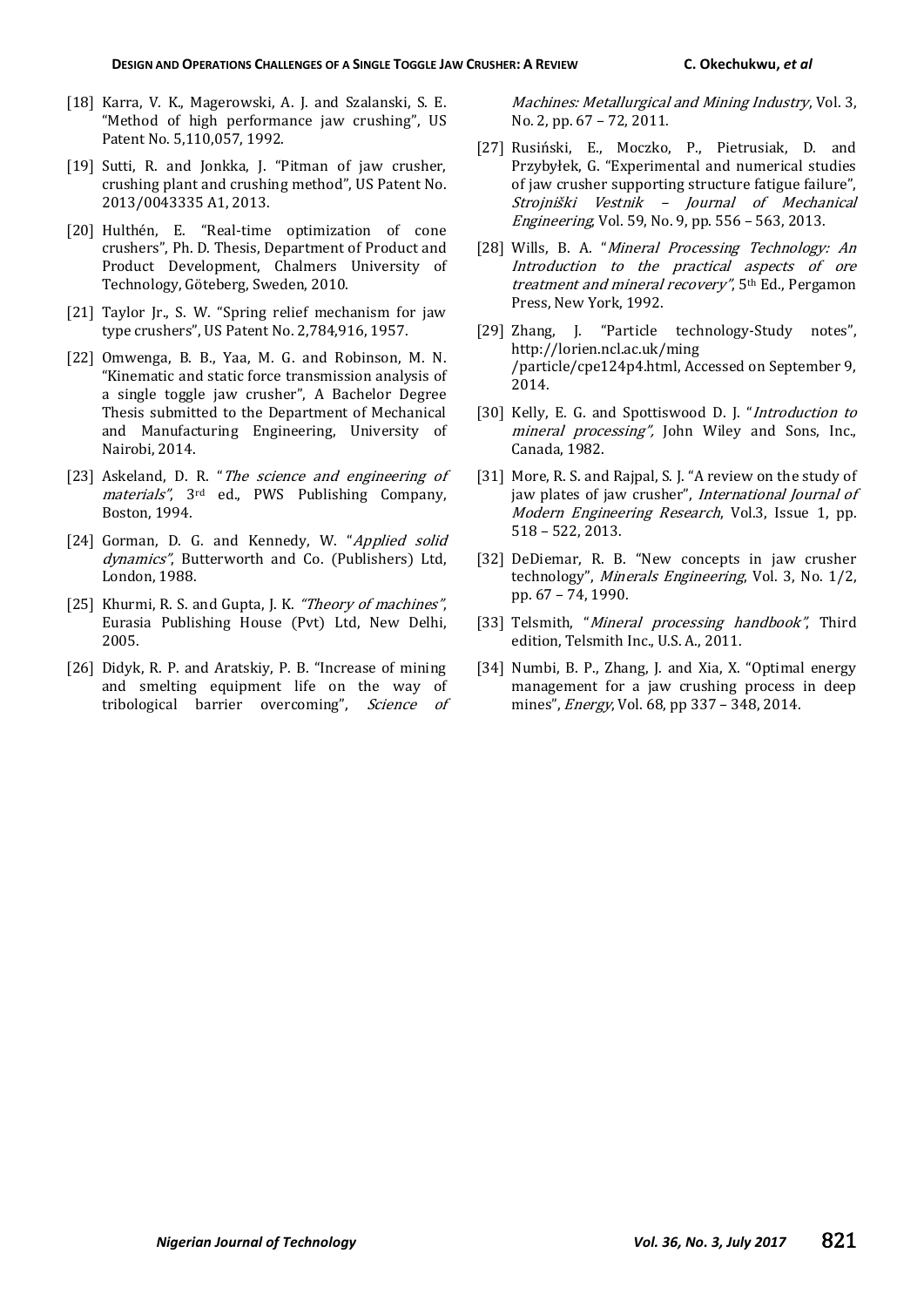[18] Karra, V. K., Magerowski, A. J. and Szalanski, S. E. "Method of high performance jaw crushing", US Patent No. 5,110,057, 1992.

[19] Sutti, R. and Jonkka, J. "Pitman of jaw crusher, crushing plant and crushing method", US Patent No. 2013/0043335 A1, 2013.

[20] Hulthén, E. "Real-time optimization of cone crushers", Ph. D. Thesis, Department of Product and Product Development, Chalmers University of Technology, Göteberg, Sweden, 2010.

[21] Taylor Jr., S. W. "Spring relief mechanism for jaw type crushers", US Patent No. 2,784,916, 1957.

[22] Omwenga, B. B., Yaa, M. G. and Robinson, M. N. "Kinematic and static force transmission analysis of a single toggle jaw crusher", A Bachelor Degree Thesis submitted to the Department of Mechanical and Manufacturing Engineering, University of Nairobi, 2014.

[23] Askeland, D. R. "*The science and engineering of materials*", 3rd ed., PWS Publishing Company, Boston, 1994.

[24] Gorman, D. G. and Kennedy, W. "*Applied solid dynamics*", Butterworth and Co. (Publishers) Ltd, London, 1988.

[25] Khurmi, R. S. and Gupta, J. K. *"Theory of machines"*, Eurasia Publishing House (Pvt) Ltd, New Delhi, 2005.

[26] Didyk, R. P. and Aratskiy, P. B. "Increase of mining and smelting equipment life on the way of tribological barrier overcoming", *Science of Machines: Metallurgical and Mining Industry*, Vol. 3, No. 2, pp. 67 – 72, 2011.

[27] Rusiński, E., Moczko, P., Pietrusiak, D. and Przybyłek, G. "Experimental and numerical studies of jaw crusher supporting structure fatigue failure", *Strojniški Vestnik – Journal of Mechanical Engineering*, Vol. 59, No. 9, pp. 556 – 563, 2013.

[28] Wills, B. A. "*Mineral Processing Technology: An Introduction to the practical aspects of ore treatment and mineral recovery"*, 5th Ed., Pergamon Press, New York, 1992.

[29] Zhang, J. "Particle technology-Study notes", http://lorien.ncl.ac.uk/ming /particle/cpe124p4.html, Accessed on September 9, 2014.

[30] Kelly, E. G. and Spottiswood D. J. "*Introduction to mineral processing",* John Wiley and Sons, Inc., Canada, 1982.

[31] More, R. S. and Rajpal, S. J. "A review on the study of jaw plates of jaw crusher", *International Journal of Modern Engineering Research*, Vol.3, Issue 1, pp. 518 – 522, 2013.

[32] DeDiemar, R. B. "New concepts in jaw crusher technology", *Minerals Engineering*, Vol. 3, No. 1/2, pp. 67 – 74, 1990.

[33] Telsmith, "*Mineral processing handbook"*, Third edition, Telsmith Inc., U.S. A., 2011.

[34] Numbi, B. P., Zhang, J. and Xia, X. "Optimal energy management for a jaw crushing process in deep mines", *Energy*, Vol. 68, pp 337 – 348, 2014.